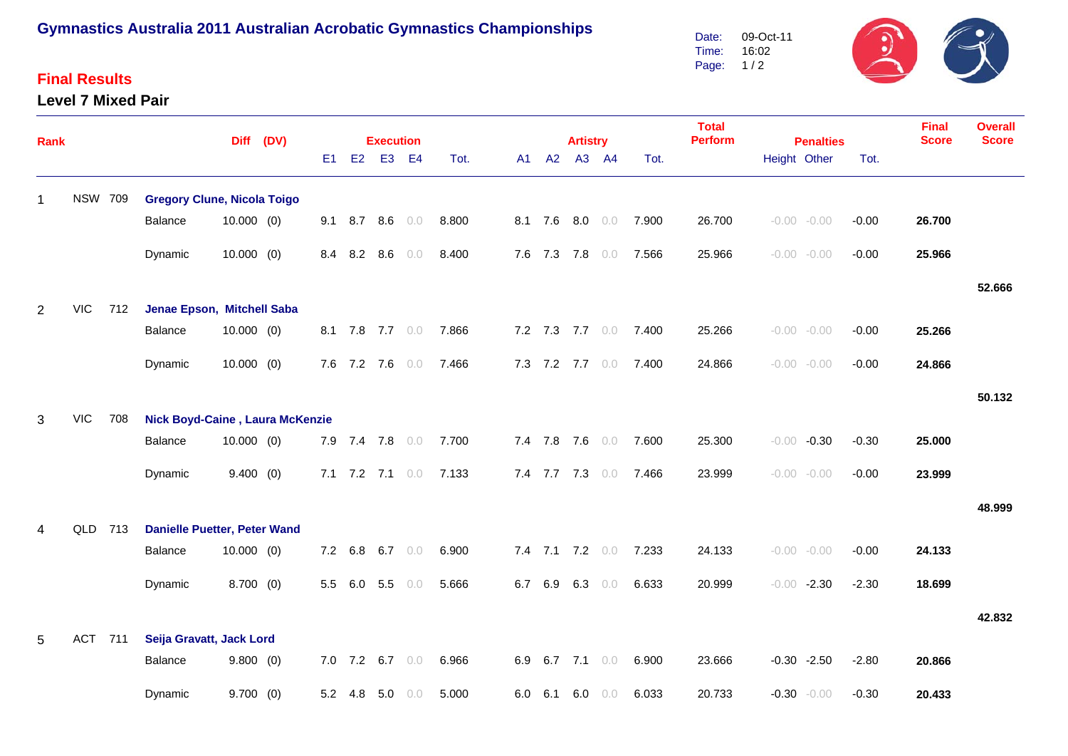# Gymnastics Australia 2011 Australian Acrobatic Gymnastics Championships

Date: 09-Oct-11
Time: 16:02

## Final Results

### Level 7 Mixed Pair

| Rank | | | | Diff | (DV) | Execution E1 | E2 | E3 | E4 | Tot. | Artistry A1 | A2 | A3 | A4 | Tot. | Total Perform | Penalties Height | Other | Tot. | Final Score | Overall Score |
|---|---|---|---|---|---|---|---|---|---|---|---|---|---|---|---|---|---|---|---|---|---|
| 1 | NSW | 709 | **Gregory Clune, Nicola Toigo** | | | | | | | | | | | | | | | | | | |
| | | | Balance | 10.000 | (0) | 9.1 | 8.7 | 8.6 | 0.0 | 8.800 | 8.1 | 7.6 | 8.0 | 0.0 | 7.900 | 26.700 | -0.00 | -0.00 | -0.00 | **26.700** | |
| | | | Dynamic | 10.000 | (0) | 8.4 | 8.2 | 8.6 | 0.0 | 8.400 | 7.6 | 7.3 | 7.8 | 0.0 | 7.566 | 25.966 | -0.00 | -0.00 | -0.00 | **25.966** | |
| | | | | | | | | | | | | | | | | | | | | | **52.666** |
| 2 | VIC | 712 | **Jenae Epson, Mitchell Saba** | | | | | | | | | | | | | | | | | | |
| | | | Balance | 10.000 | (0) | 8.1 | 7.8 | 7.7 | 0.0 | 7.866 | 7.2 | 7.3 | 7.7 | 0.0 | 7.400 | 25.266 | -0.00 | -0.00 | -0.00 | **25.266** | |
| | | | Dynamic | 10.000 | (0) | 7.6 | 7.2 | 7.6 | 0.0 | 7.466 | 7.3 | 7.2 | 7.7 | 0.0 | 7.400 | 24.866 | -0.00 | -0.00 | -0.00 | **24.866** | |
| | | | | | | | | | | | | | | | | | | | | | **50.132** |
| 3 | VIC | 708 | **Nick Boyd-Caine , Laura McKenzie** | | | | | | | | | | | | | | | | | | |
| | | | Balance | 10.000 | (0) | 7.9 | 7.4 | 7.8 | 0.0 | 7.700 | 7.4 | 7.8 | 7.6 | 0.0 | 7.600 | 25.300 | -0.00 | -0.30 | -0.30 | **25.000** | |
| | | | Dynamic | 9.400 | (0) | 7.1 | 7.2 | 7.1 | 0.0 | 7.133 | 7.4 | 7.7 | 7.3 | 0.0 | 7.466 | 23.999 | -0.00 | -0.00 | -0.00 | **23.999** | |
| | | | | | | | | | | | | | | | | | | | | | **48.999** |
| 4 | QLD | 713 | **Danielle Puetter, Peter Wand** | | | | | | | | | | | | | | | | | | |
| | | | Balance | 10.000 | (0) | 7.2 | 6.8 | 6.7 | 0.0 | 6.900 | 7.4 | 7.1 | 7.2 | 0.0 | 7.233 | 24.133 | -0.00 | -0.00 | -0.00 | **24.133** | |
| | | | Dynamic | 8.700 | (0) | 5.5 | 6.0 | 5.5 | 0.0 | 5.666 | 6.7 | 6.9 | 6.3 | 0.0 | 6.633 | 20.999 | -0.00 | -2.30 | -2.30 | **18.699** | |
| | | | | | | | | | | | | | | | | | | | | | **42.832** |
| 5 | ACT | 711 | **Seija Gravatt, Jack Lord** | | | | | | | | | | | | | | | | | | |
| | | | Balance | 9.800 | (0) | 7.0 | 7.2 | 6.7 | 0.0 | 6.966 | 6.9 | 6.7 | 7.1 | 0.0 | 6.900 | 23.666 | -0.30 | -2.50 | -2.80 | **20.866** | |
| | | | Dynamic | 9.700 | (0) | 5.2 | 4.8 | 5.0 | 0.0 | 5.000 | 6.0 | 6.1 | 6.0 | 0.0 | 6.033 | 20.733 | -0.30 | -0.00 | -0.30 | **20.433** | |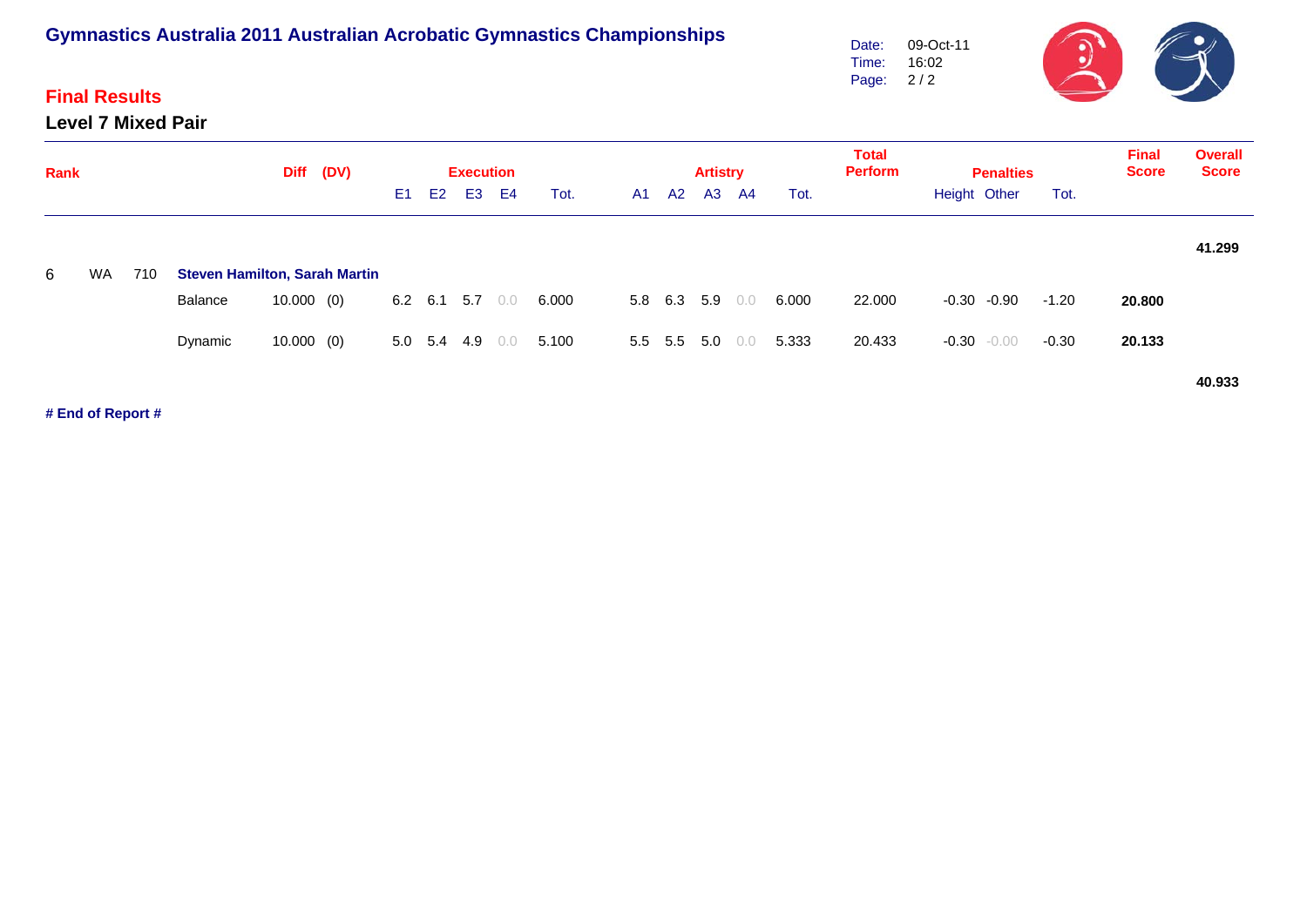# Gymnastics Australia 2011 Australian Acrobatic Gymnastics Championships

Date: 09-Oct-11
Time: 16:02

## Final Results

### Level 7 Mixed Pair

| Rank | | | | Diff | (DV) | Execution E1 | E2 | E3 | E4 | Tot. | Artistry A1 | A2 | A3 | A4 | Tot. | Total Perform | Penalties Height | Other | Tot. | Final Score | Overall Score |
|---|---|---|---|---|---|---|---|---|---|---|---|---|---|---|---|---|---|---|---|---|---|
| | | | | | | | | | | | | | | | | | | | | | **41.299** |
| 6 | WA | 710 | **Steven Hamilton, Sarah Martin** | | | | | | | | | | | | | | | | | | |
| | | | Balance | 10.000 | (0) | 6.2 | 6.1 | 5.7 | 0.0 | 6.000 | 5.8 | 6.3 | 5.9 | 0.0 | 6.000 | 22.000 | -0.30 | -0.90 | -1.20 | **20.800** | |
| | | | Dynamic | 10.000 | (0) | 5.0 | 5.4 | 4.9 | 0.0 | 5.100 | 5.5 | 5.5 | 5.0 | 0.0 | 5.333 | 20.433 | -0.30 | -0.00 | -0.30 | **20.133** | |
| | | | | | | | | | | | | | | | | | | | | | **40.933** |

**# End of Report #**